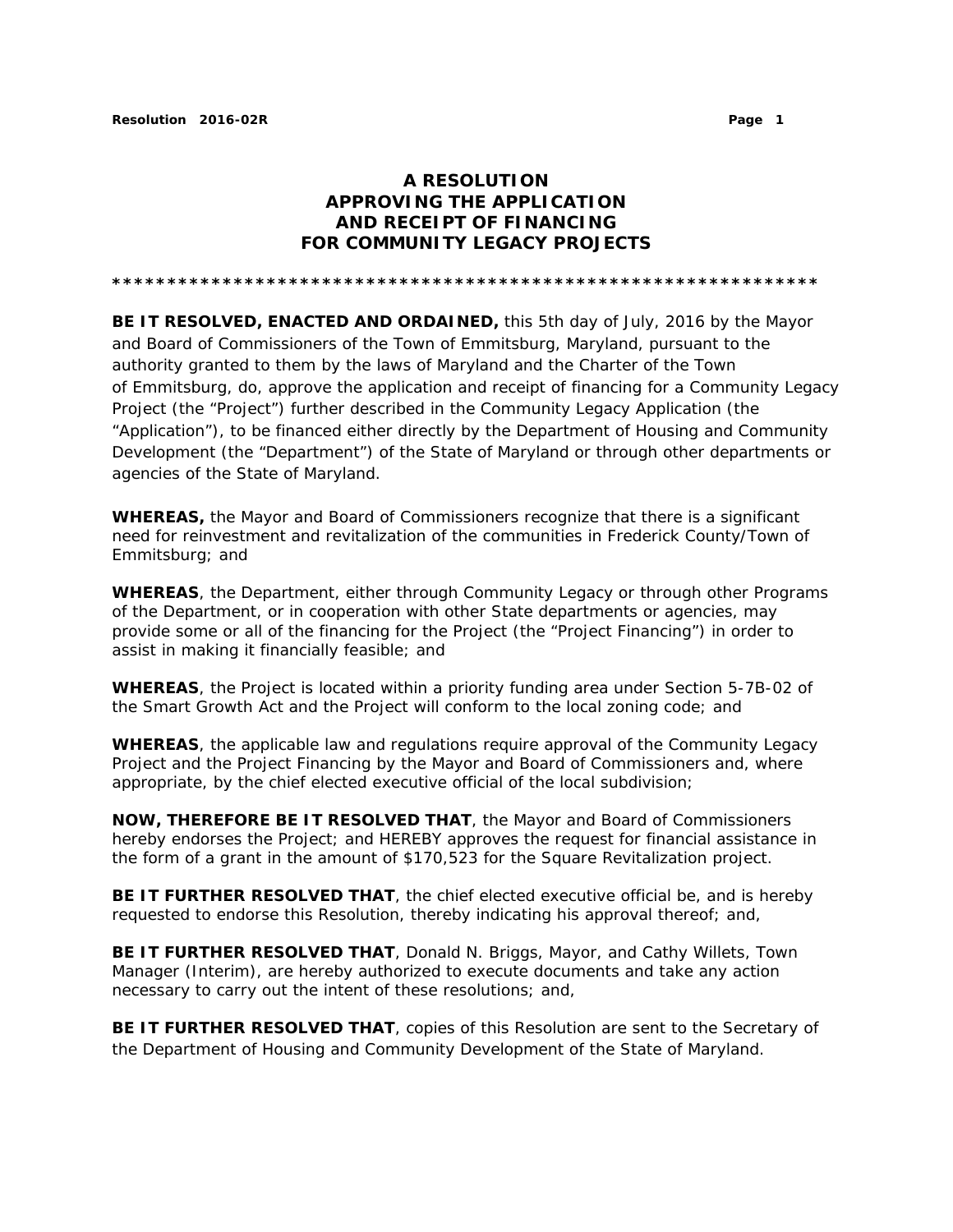# A RESOLUTION APPROVING THE APPLICATION AND RECEIPT OF FINANCING FOR COMMUNITY LEGACY PROJECTS

*****************************************************************

**BE IT RESOLVED, ENACTED AND ORDAINED,** this 5th day of July, 2016 by the Mayor and Board of Commissioners of the Town of Emmitsburg, Maryland, pursuant to the authority granted to them by the laws of Maryland and the Charter of the Town of Emmitsburg, do, approve the application and receipt of financing for a Community Legacy Project (the "Project") further described in the Community Legacy Application (the "Application"), to be financed either directly by the Department of Housing and Community Development (the "Department") of the State of Maryland or through other departments or agencies of the State of Maryland.

**WHEREAS,** the Mayor and Board of Commissioners recognize that there is a significant need for reinvestment and revitalization of the communities in Frederick County/Town of Emmitsburg; and

**WHEREAS**, the Department, either through Community Legacy or through other Programs of the Department, or in cooperation with other State departments or agencies, may provide some or all of the financing for the Project (the "Project Financing") in order to assist in making it financially feasible; and

**WHEREAS**, the Project is located within a priority funding area under Section 5-7B-02 of the Smart Growth Act and the Project will conform to the local zoning code; and

**WHEREAS**, the applicable law and regulations require approval of the Community Legacy Project and the Project Financing by the Mayor and Board of Commissioners and, where appropriate, by the chief elected executive official of the local subdivision;

**NOW, THEREFORE BE IT RESOLVED THAT**, the Mayor and Board of Commissioners hereby endorses the Project; and HEREBY approves the request for financial assistance in the form of a grant in the amount of $170,523 for the Square Revitalization project.

**BE IT FURTHER RESOLVED THAT**, the chief elected executive official be, and is hereby requested to endorse this Resolution, thereby indicating his approval thereof; and,

**BE IT FURTHER RESOLVED THAT**, Donald N. Briggs, Mayor, and Cathy Willets, Town Manager (Interim), are hereby authorized to execute documents and take any action necessary to carry out the intent of these resolutions; and,

**BE IT FURTHER RESOLVED THAT**, copies of this Resolution are sent to the Secretary of the Department of Housing and Community Development of the State of Maryland.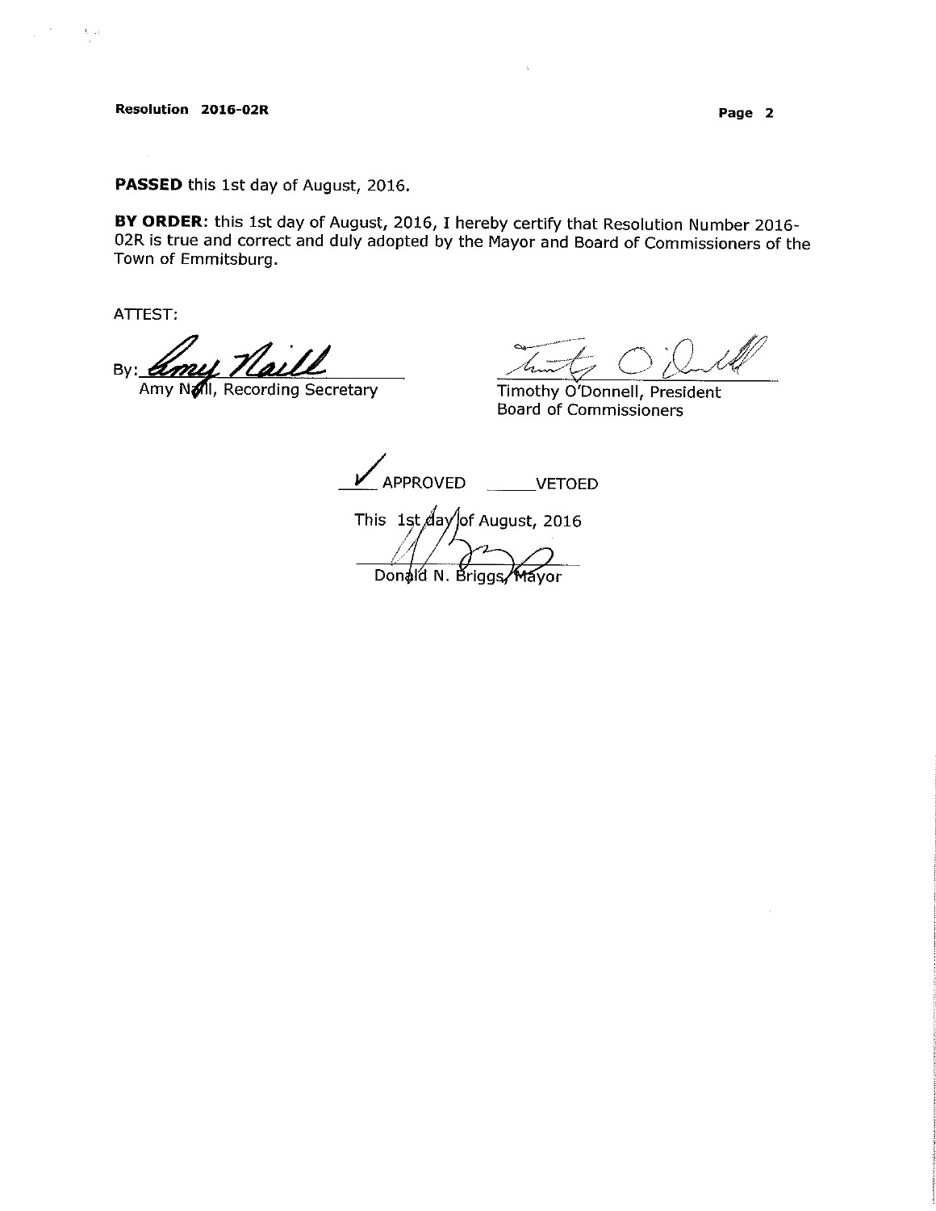**PASSED** this 1st day of August, 2016.

**BY ORDER**: this 1st day of August, 2016, I hereby certify that Resolution Number 2016-02R is true and correct and duly adopted by the Mayor and Board of Commissioners of the Town of Emmitsburg.

ATTEST:

By: ____________________
Amy Naill, Recording Secretary

____________________
Timothy O'Donnell, President
Board of Commissioners

✓ APPROVED ______VETOED

This 1st day of August, 2016

____________________
Donald N. Briggs, Mayor